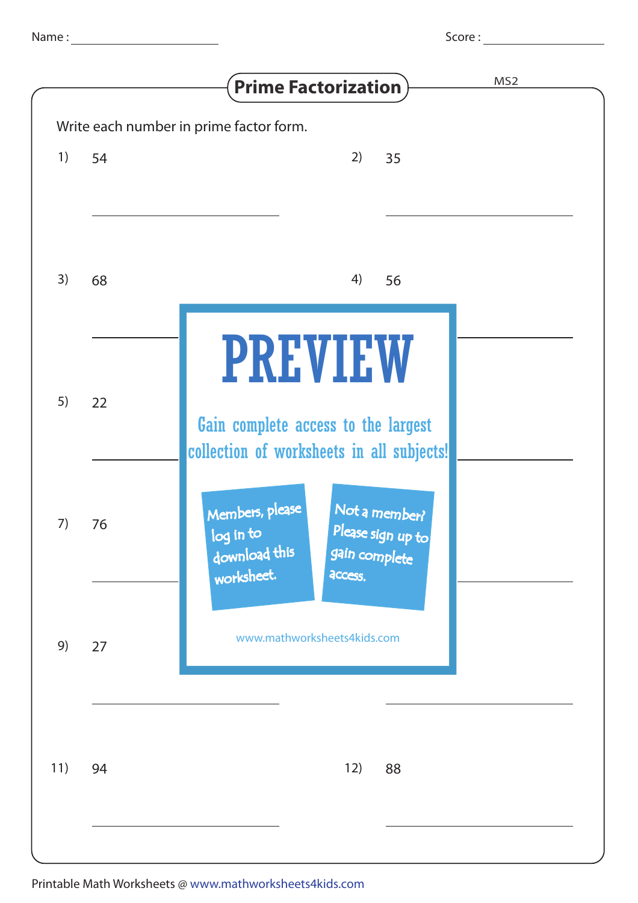Name : ____________________ Score : ____________________

# Prime Factorization

MS2

Write each number in prime factor form.

1) 54

2) 35

3) 68

4) 56

5) 22

7) 76

9) 27

11) 94

12) 88

**PREVIEW**

Gain complete access to the largest collection of worksheets in all subjects!

Members, please log in to download this worksheet.

Not a member? Please sign up to gain complete access.

www.mathworksheets4kids.com

Printable Math Worksheets @ www.mathworksheets4kids.com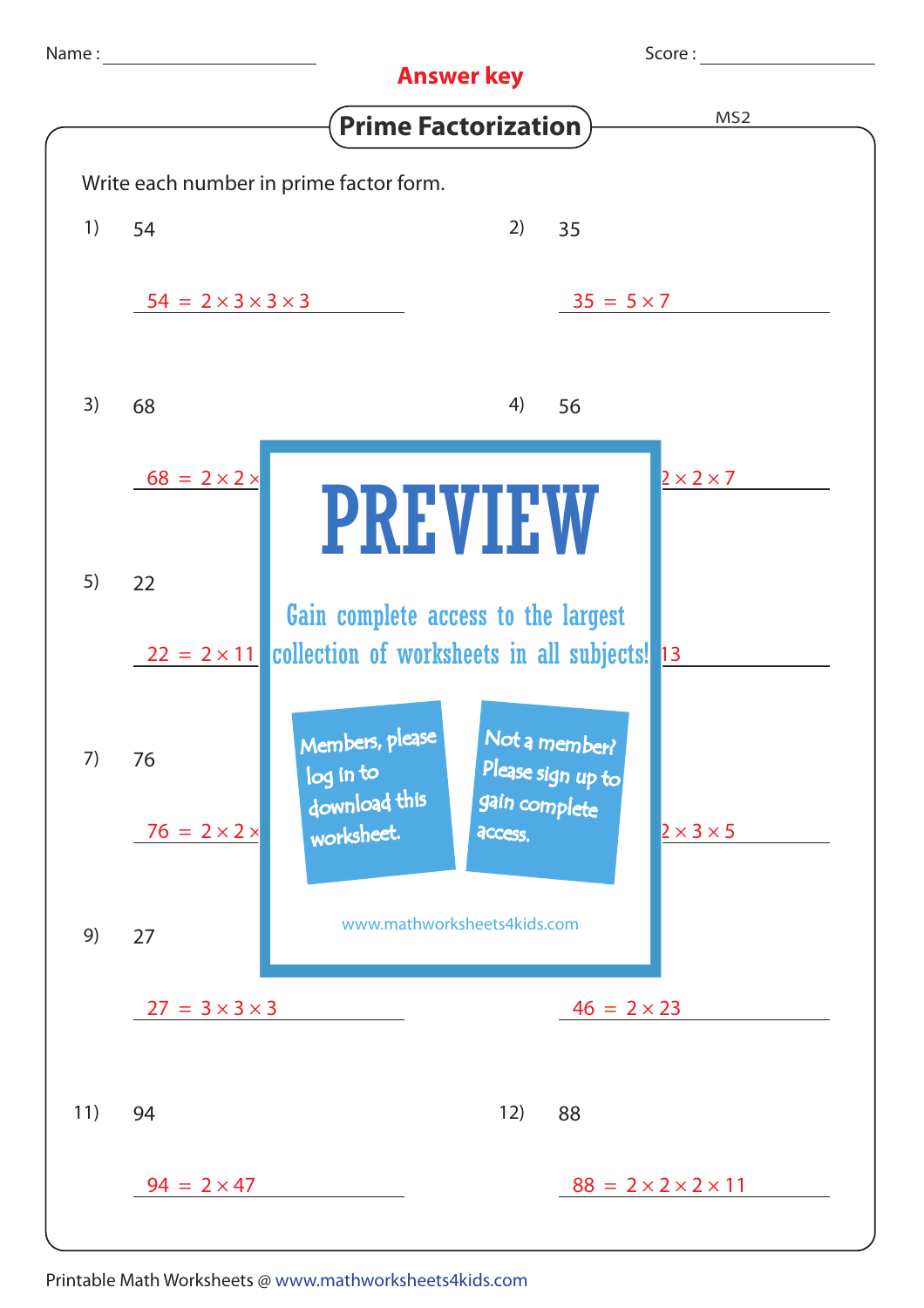Name : ______________________ Score : ______________________

**Answer key**

# Prime Factorization

MS2

Write each number in prime factor form.

1) 54

$54 = 2 \times 3 \times 3 \times 3$

2) 35

$35 = 5 \times 7$

3) 68

$68 = 2 \times 2 \times$

4) 56

$2 \times 2 \times 7$

5) 22

$22 = 2 \times 11$

13

7) 76

$76 = 2 \times 2 \times$

$2 \times 3 \times 5$

9) 27

$27 = 3 \times 3 \times 3$

$46 = 2 \times 23$

11) 94

$94 = 2 \times 47$

12) 88

$88 = 2 \times 2 \times 2 \times 11$

PREVIEW

Gain complete access to the largest collection of worksheets in all subjects!

Members, please log in to download this worksheet.

Not a member? Please sign up to gain complete access.

www.mathworksheets4kids.com

Printable Math Worksheets @ www.mathworksheets4kids.com